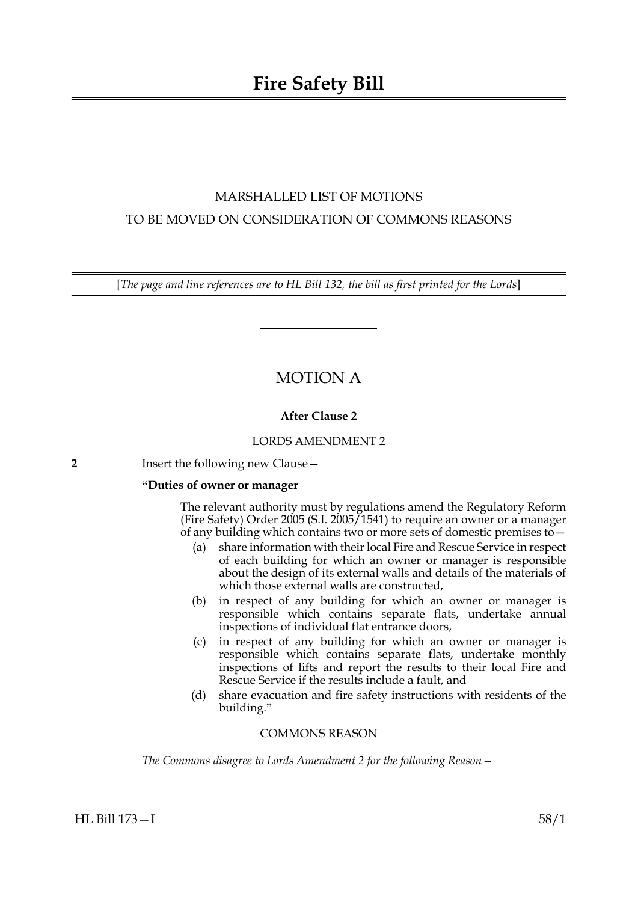# Fire Safety Bill

MARSHALLED LIST OF MOTIONS

TO BE MOVED ON CONSIDERATION OF COMMONS REASONS

[*The page and line references are to HL Bill 132, the bill as first printed for the Lords*]

---

## MOTION A

**After Clause 2**

LORDS AMENDMENT 2

**2** Insert the following new Clause—

**"Duties of owner or manager**

The relevant authority must by regulations amend the Regulatory Reform (Fire Safety) Order 2005 (S.I. 2005/1541) to require an owner or a manager of any building which contains two or more sets of domestic premises to—

(a) share information with their local Fire and Rescue Service in respect of each building for which an owner or manager is responsible about the design of its external walls and details of the materials of which those external walls are constructed,

(b) in respect of any building for which an owner or manager is responsible which contains separate flats, undertake annual inspections of individual flat entrance doors,

(c) in respect of any building for which an owner or manager is responsible which contains separate flats, undertake monthly inspections of lifts and report the results to their local Fire and Rescue Service if the results include a fault, and

(d) share evacuation and fire safety instructions with residents of the building."

COMMONS REASON

*The Commons disagree to Lords Amendment 2 for the following Reason—*

HL Bill 173—I 58/1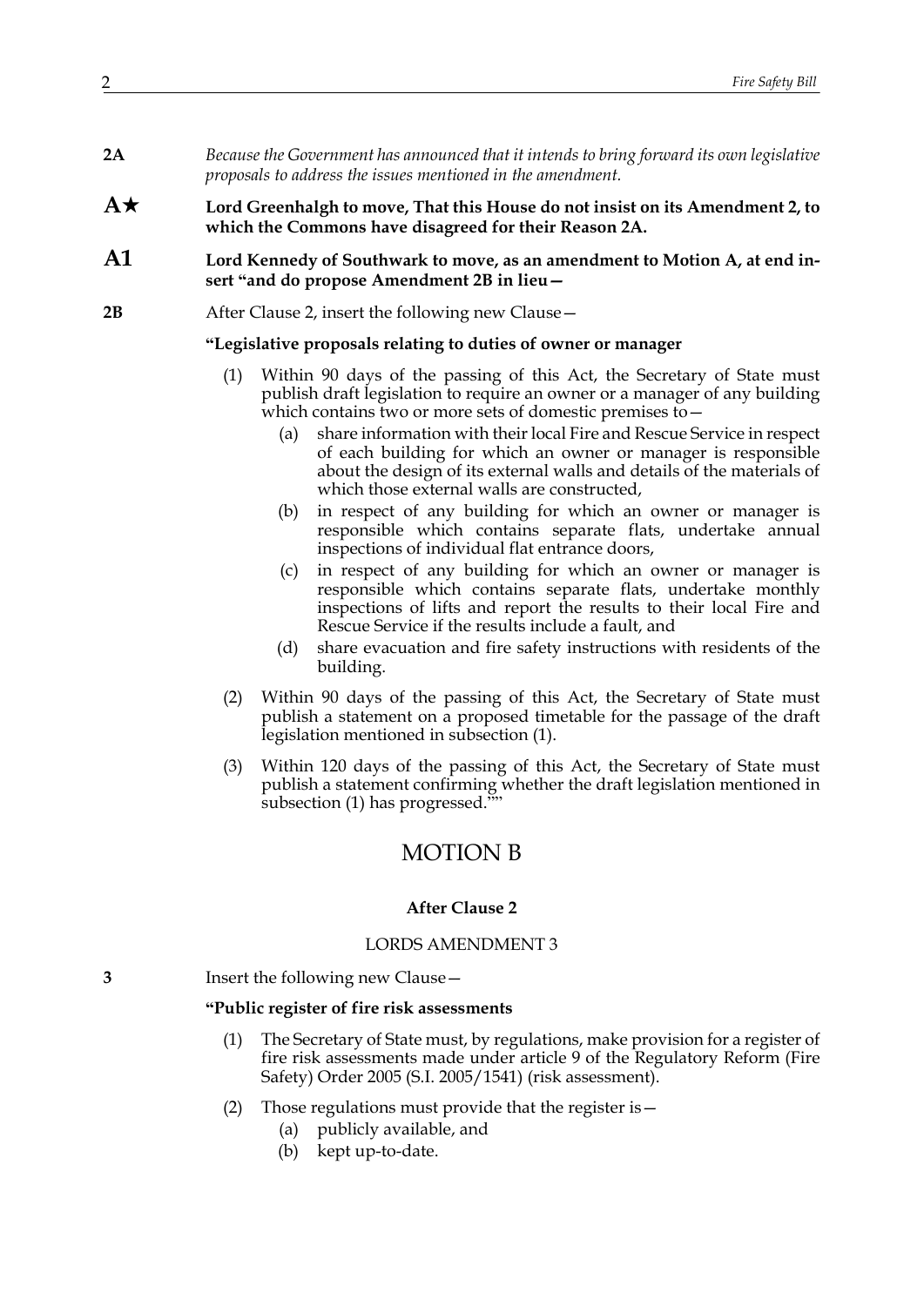**2A** *Because the Government has announced that it intends to bring forward its own legislative proposals to address the issues mentioned in the amendment.*

**A★** **Lord Greenhalgh to move, That this House do not insist on its Amendment 2, to which the Commons have disagreed for their Reason 2A.**

**A1** **Lord Kennedy of Southwark to move, as an amendment to Motion A, at end insert "and do propose Amendment 2B in lieu—**

**2B** After Clause 2, insert the following new Clause—

**"Legislative proposals relating to duties of owner or manager**

(1) Within 90 days of the passing of this Act, the Secretary of State must publish draft legislation to require an owner or a manager of any building which contains two or more sets of domestic premises to—

(a) share information with their local Fire and Rescue Service in respect of each building for which an owner or manager is responsible about the design of its external walls and details of the materials of which those external walls are constructed,

(b) in respect of any building for which an owner or manager is responsible which contains separate flats, undertake annual inspections of individual flat entrance doors,

(c) in respect of any building for which an owner or manager is responsible which contains separate flats, undertake monthly inspections of lifts and report the results to their local Fire and Rescue Service if the results include a fault, and

(d) share evacuation and fire safety instructions with residents of the building.

(2) Within 90 days of the passing of this Act, the Secretary of State must publish a statement on a proposed timetable for the passage of the draft legislation mentioned in subsection (1).

(3) Within 120 days of the passing of this Act, the Secretary of State must publish a statement confirming whether the draft legislation mentioned in subsection (1) has progressed.""

# MOTION B

**After Clause 2**

LORDS AMENDMENT 3

**3** Insert the following new Clause—

**"Public register of fire risk assessments**

(1) The Secretary of State must, by regulations, make provision for a register of fire risk assessments made under article 9 of the Regulatory Reform (Fire Safety) Order 2005 (S.I. 2005/1541) (risk assessment).

(2) Those regulations must provide that the register is—

(a) publicly available, and

(b) kept up-to-date.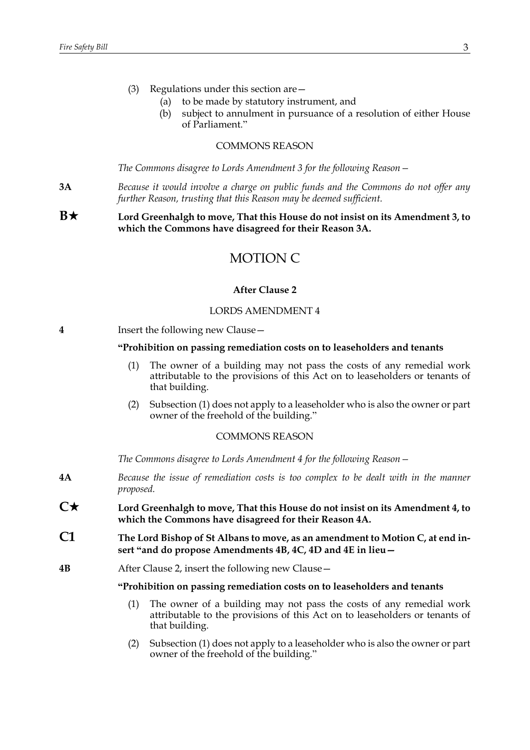(3) Regulations under this section are—

(a) to be made by statutory instrument, and

(b) subject to annulment in pursuance of a resolution of either House of Parliament."

COMMONS REASON

*The Commons disagree to Lords Amendment 3 for the following Reason—*

**3A** *Because it would involve a charge on public funds and the Commons do not offer any further Reason, trusting that this Reason may be deemed sufficient.*

**B★** **Lord Greenhalgh to move, That this House do not insist on its Amendment 3, to which the Commons have disagreed for their Reason 3A.**

## MOTION C

**After Clause 2**

LORDS AMENDMENT 4

**4** Insert the following new Clause—

**"Prohibition on passing remediation costs on to leaseholders and tenants**

(1) The owner of a building may not pass the costs of any remedial work attributable to the provisions of this Act on to leaseholders or tenants of that building.

(2) Subsection (1) does not apply to a leaseholder who is also the owner or part owner of the freehold of the building."

COMMONS REASON

*The Commons disagree to Lords Amendment 4 for the following Reason—*

**4A** *Because the issue of remediation costs is too complex to be dealt with in the manner proposed.*

**C★** **Lord Greenhalgh to move, That this House do not insist on its Amendment 4, to which the Commons have disagreed for their Reason 4A.**

**C1** **The Lord Bishop of St Albans to move, as an amendment to Motion C, at end insert "and do propose Amendments 4B, 4C, 4D and 4E in lieu—**

**4B** After Clause 2, insert the following new Clause—

**"Prohibition on passing remediation costs on to leaseholders and tenants**

(1) The owner of a building may not pass the costs of any remedial work attributable to the provisions of this Act on to leaseholders or tenants of that building.

(2) Subsection (1) does not apply to a leaseholder who is also the owner or part owner of the freehold of the building."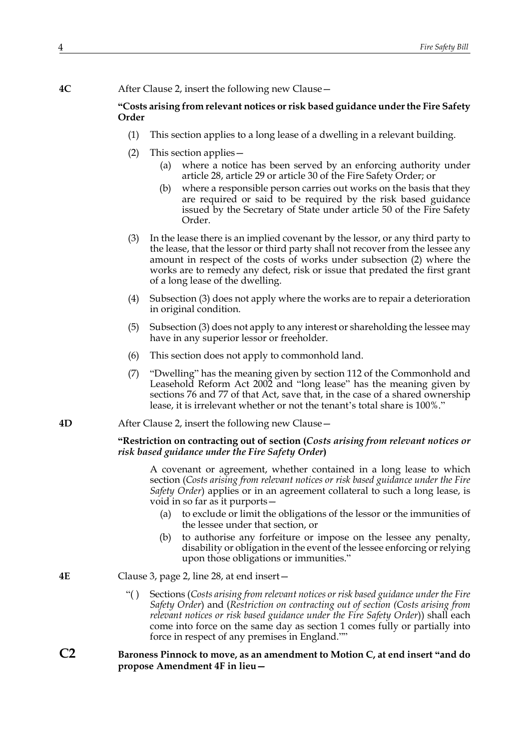**4C** After Clause 2, insert the following new Clause—

**"Costs arising from relevant notices or risk based guidance under the Fire Safety Order**

(1) This section applies to a long lease of a dwelling in a relevant building.

(2) This section applies—

(a) where a notice has been served by an enforcing authority under article 28, article 29 or article 30 of the Fire Safety Order; or

(b) where a responsible person carries out works on the basis that they are required or said to be required by the risk based guidance issued by the Secretary of State under article 50 of the Fire Safety Order.

(3) In the lease there is an implied covenant by the lessor, or any third party to the lease, that the lessor or third party shall not recover from the lessee any amount in respect of the costs of works under subsection (2) where the works are to remedy any defect, risk or issue that predated the first grant of a long lease of the dwelling.

(4) Subsection (3) does not apply where the works are to repair a deterioration in original condition.

(5) Subsection (3) does not apply to any interest or shareholding the lessee may have in any superior lessor or freeholder.

(6) This section does not apply to commonhold land.

(7) "Dwelling" has the meaning given by section 112 of the Commonhold and Leasehold Reform Act 2002 and "long lease" has the meaning given by sections 76 and 77 of that Act, save that, in the case of a shared ownership lease, it is irrelevant whether or not the tenant's total share is 100%."

**4D** After Clause 2, insert the following new Clause—

**"Restriction on contracting out of section (*Costs arising from relevant notices or risk based guidance under the Fire Safety Order*)**

A covenant or agreement, whether contained in a long lease to which section (*Costs arising from relevant notices or risk based guidance under the Fire Safety Order*) applies or in an agreement collateral to such a long lease, is void in so far as it purports—

(a) to exclude or limit the obligations of the lessor or the immunities of the lessee under that section, or

(b) to authorise any forfeiture or impose on the lessee any penalty, disability or obligation in the event of the lessee enforcing or relying upon those obligations or immunities."

**4E** Clause 3, page 2, line 28, at end insert—

"( ) Sections (*Costs arising from relevant notices or risk based guidance under the Fire Safety Order*) and (*Restriction on contracting out of section (Costs arising from relevant notices or risk based guidance under the Fire Safety Order*)) shall each come into force on the same day as section 1 comes fully or partially into force in respect of any premises in England.""

**C2** **Baroness Pinnock to move, as an amendment to Motion C, at end insert "and do propose Amendment 4F in lieu—**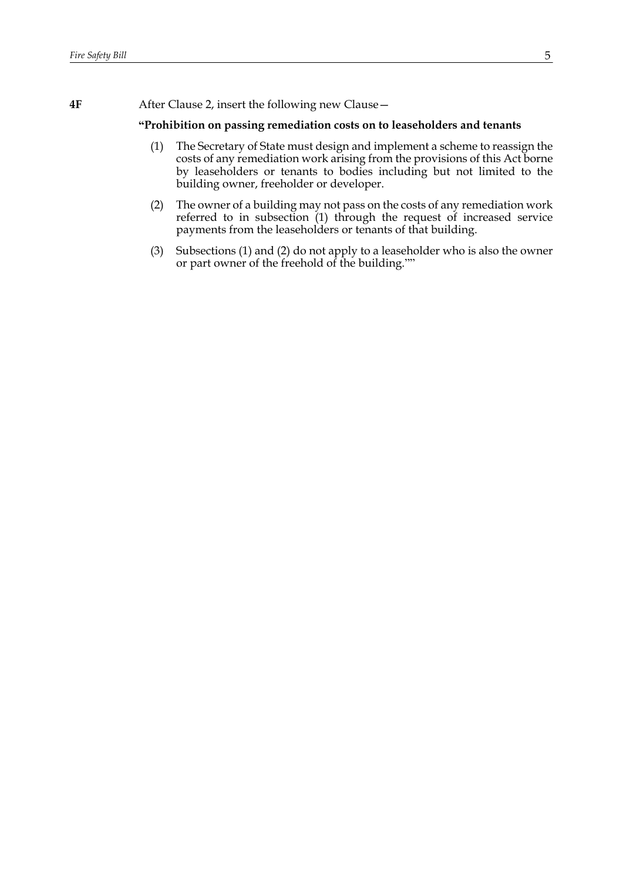**4F** After Clause 2, insert the following new Clause—

**"Prohibition on passing remediation costs on to leaseholders and tenants**

(1) The Secretary of State must design and implement a scheme to reassign the costs of any remediation work arising from the provisions of this Act borne by leaseholders or tenants to bodies including but not limited to the building owner, freeholder or developer.

(2) The owner of a building may not pass on the costs of any remediation work referred to in subsection (1) through the request of increased service payments from the leaseholders or tenants of that building.

(3) Subsections (1) and (2) do not apply to a leaseholder who is also the owner or part owner of the freehold of the building.""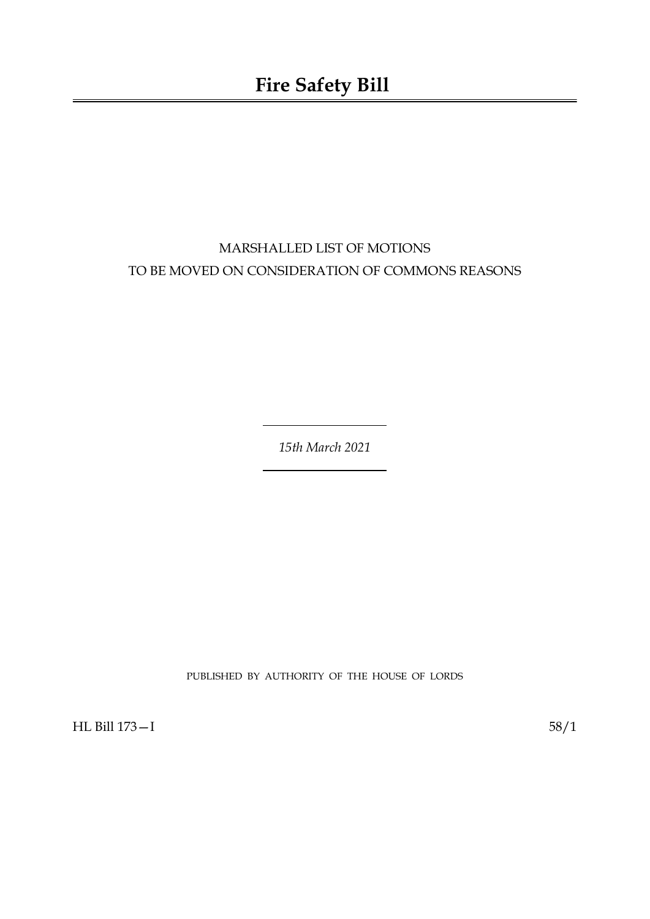# Fire Safety Bill

MARSHALLED LIST OF MOTIONS
TO BE MOVED ON CONSIDERATION OF COMMONS REASONS

*15th March 2021*

PUBLISHED BY AUTHORITY OF THE HOUSE OF LORDS

HL Bill 173—I 58/1